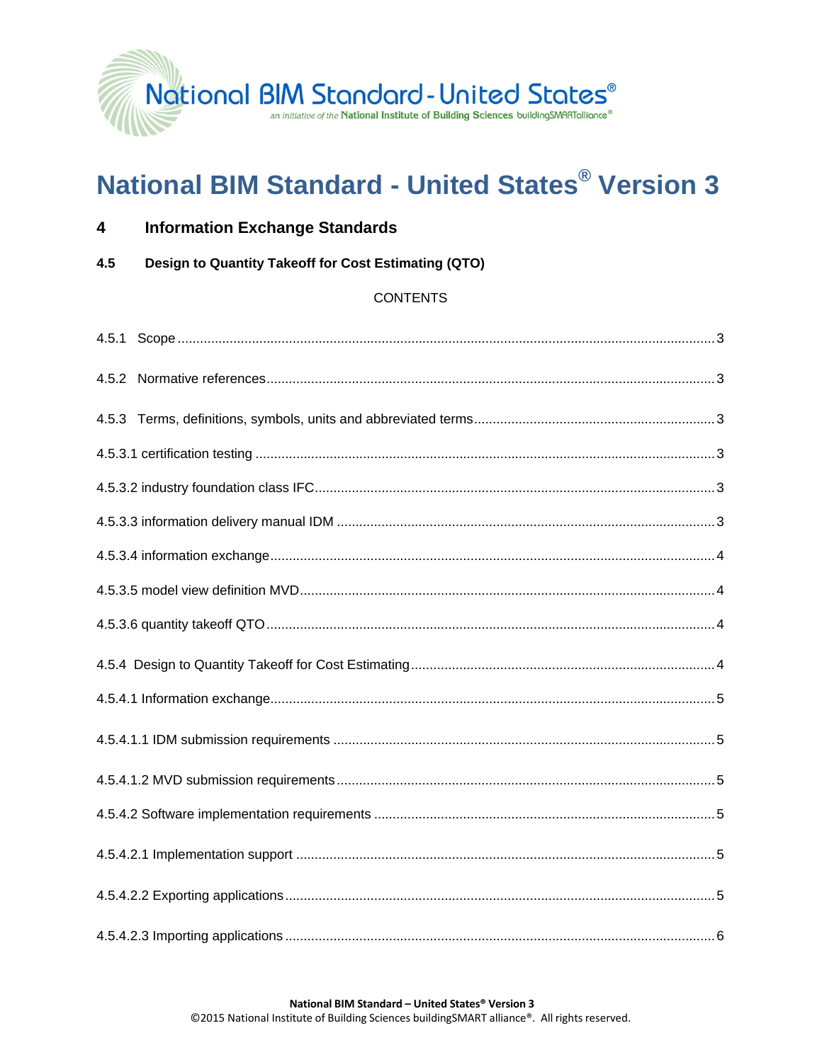National BIM Standard - United States®

an initiative of the National Institute of Building Sciences buildingSMARTalliance®

# National BIM Standard - United States® Version 3

## 4 Information Exchange Standards

### 4.5 Design to Quantity Takeoff for Cost Estimating (QTO)

CONTENTS

4.5.1 Scope ..... 3

4.5.2 Normative references ..... 3

4.5.3 Terms, definitions, symbols, units and abbreviated terms ..... 3

4.5.3.1 certification testing ..... 3

4.5.3.2 industry foundation class IFC ..... 3

4.5.3.3 information delivery manual IDM ..... 3

4.5.3.4 information exchange ..... 4

4.5.3.5 model view definition MVD ..... 4

4.5.3.6 quantity takeoff QTO ..... 4

4.5.4 Design to Quantity Takeoff for Cost Estimating ..... 4

4.5.4.1 Information exchange ..... 5

4.5.4.1.1 IDM submission requirements ..... 5

4.5.4.1.2 MVD submission requirements ..... 5

4.5.4.2 Software implementation requirements ..... 5

4.5.4.2.1 Implementation support ..... 5

4.5.4.2.2 Exporting applications ..... 5

4.5.4.2.3 Importing applications ..... 6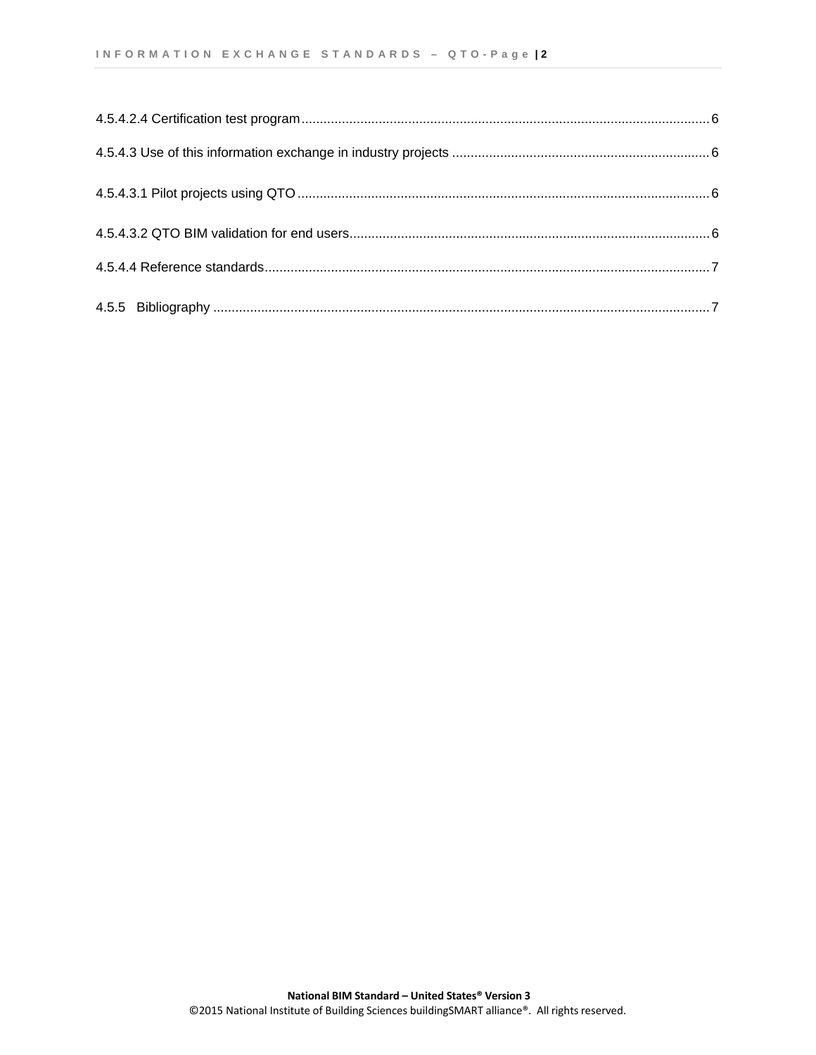4.5.4.2.4 Certification test program............................................................................................................6

4.5.4.3 Use of this information exchange in industry projects ......................................................................6

4.5.4.3.1 Pilot projects using QTO................................................................................................................6

4.5.4.3.2 QTO BIM validation for end users..................................................................................................6

4.5.4.4 Reference standards.........................................................................................................................7

4.5.5 Bibliography .......................................................................................................................................7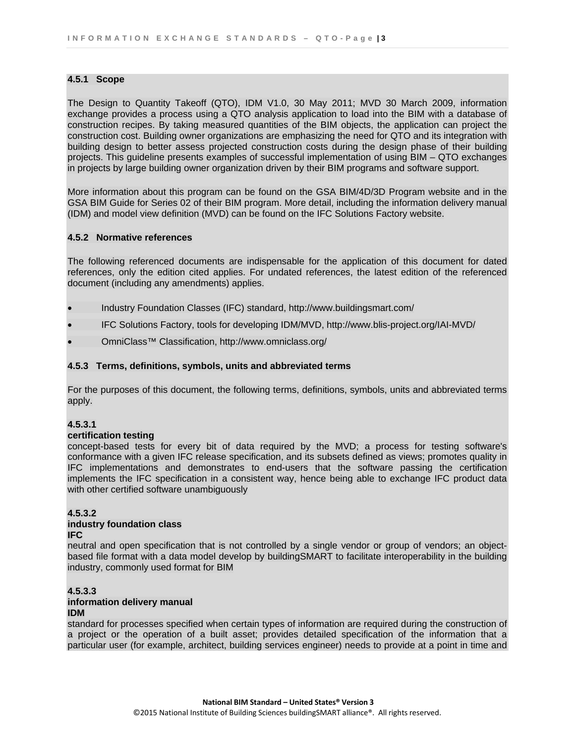### 4.5.1 Scope

The Design to Quantity Takeoff (QTO), IDM V1.0, 30 May 2011; MVD 30 March 2009, information exchange provides a process using a QTO analysis application to load into the BIM with a database of construction recipes. By taking measured quantities of the BIM objects, the application can project the construction cost. Building owner organizations are emphasizing the need for QTO and its integration with building design to better assess projected construction costs during the design phase of their building projects. This guideline presents examples of successful implementation of using BIM – QTO exchanges in projects by large building owner organization driven by their BIM programs and software support.

More information about this program can be found on the GSA BIM/4D/3D Program website and in the GSA BIM Guide for Series 02 of their BIM program. More detail, including the information delivery manual (IDM) and model view definition (MVD) can be found on the IFC Solutions Factory website.

### 4.5.2 Normative references

The following referenced documents are indispensable for the application of this document for dated references, only the edition cited applies. For undated references, the latest edition of the referenced document (including any amendments) applies.

- Industry Foundation Classes (IFC) standard, http://www.buildingsmart.com/
- IFC Solutions Factory, tools for developing IDM/MVD, http://www.blis-project.org/IAI-MVD/
- OmniClass™ Classification, http://www.omniclass.org/

### 4.5.3 Terms, definitions, symbols, units and abbreviated terms

For the purposes of this document, the following terms, definitions, symbols, units and abbreviated terms apply.

**4.5.3.1**
**certification testing**
concept-based tests for every bit of data required by the MVD; a process for testing software's conformance with a given IFC release specification, and its subsets defined as views; promotes quality in IFC implementations and demonstrates to end-users that the software passing the certification implements the IFC specification in a consistent way, hence being able to exchange IFC product data with other certified software unambiguously

**4.5.3.2**
**industry foundation class**
**IFC**
neutral and open specification that is not controlled by a single vendor or group of vendors; an object-based file format with a data model develop by buildingSMART to facilitate interoperability in the building industry, commonly used format for BIM

**4.5.3.3**
**information delivery manual**
**IDM**
standard for processes specified when certain types of information are required during the construction of a project or the operation of a built asset; provides detailed specification of the information that a particular user (for example, architect, building services engineer) needs to provide at a point in time and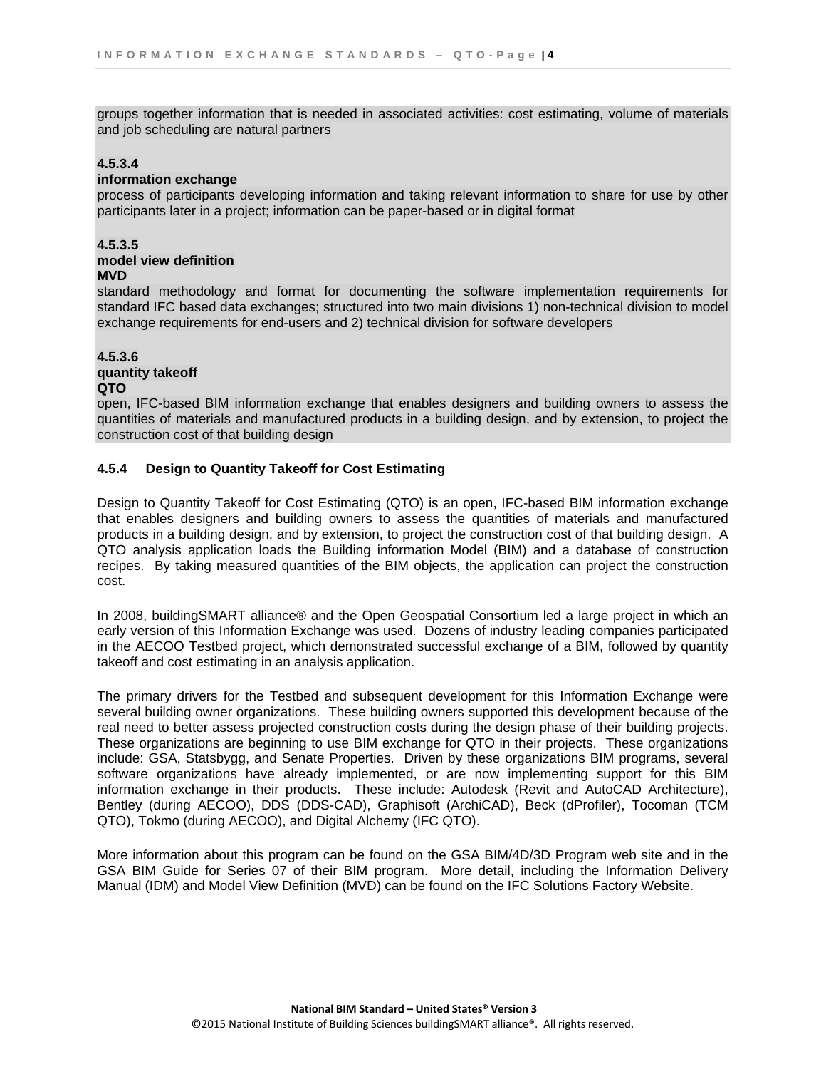groups together information that is needed in associated activities: cost estimating, volume of materials and job scheduling are natural partners

**4.5.3.4**
**information exchange**
process of participants developing information and taking relevant information to share for use by other participants later in a project; information can be paper-based or in digital format

**4.5.3.5**
**model view definition**
**MVD**
standard methodology and format for documenting the software implementation requirements for standard IFC based data exchanges; structured into two main divisions 1) non-technical division to model exchange requirements for end-users and 2) technical division for software developers

**4.5.3.6**
**quantity takeoff**
**QTO**
open, IFC-based BIM information exchange that enables designers and building owners to assess the quantities of materials and manufactured products in a building design, and by extension, to project the construction cost of that building design

### 4.5.4 Design to Quantity Takeoff for Cost Estimating

Design to Quantity Takeoff for Cost Estimating (QTO) is an open, IFC-based BIM information exchange that enables designers and building owners to assess the quantities of materials and manufactured products in a building design, and by extension, to project the construction cost of that building design. A QTO analysis application loads the Building information Model (BIM) and a database of construction recipes. By taking measured quantities of the BIM objects, the application can project the construction cost.

In 2008, buildingSMART alliance® and the Open Geospatial Consortium led a large project in which an early version of this Information Exchange was used. Dozens of industry leading companies participated in the AECOO Testbed project, which demonstrated successful exchange of a BIM, followed by quantity takeoff and cost estimating in an analysis application.

The primary drivers for the Testbed and subsequent development for this Information Exchange were several building owner organizations. These building owners supported this development because of the real need to better assess projected construction costs during the design phase of their building projects. These organizations are beginning to use BIM exchange for QTO in their projects. These organizations include: GSA, Statsbygg, and Senate Properties. Driven by these organizations BIM programs, several software organizations have already implemented, or are now implementing support for this BIM information exchange in their products. These include: Autodesk (Revit and AutoCAD Architecture), Bentley (during AECOO), DDS (DDS-CAD), Graphisoft (ArchiCAD), Beck (dProfiler), Tocoman (TCM QTO), Tokmo (during AECOO), and Digital Alchemy (IFC QTO).

More information about this program can be found on the GSA BIM/4D/3D Program web site and in the GSA BIM Guide for Series 07 of their BIM program. More detail, including the Information Delivery Manual (IDM) and Model View Definition (MVD) can be found on the IFC Solutions Factory Website.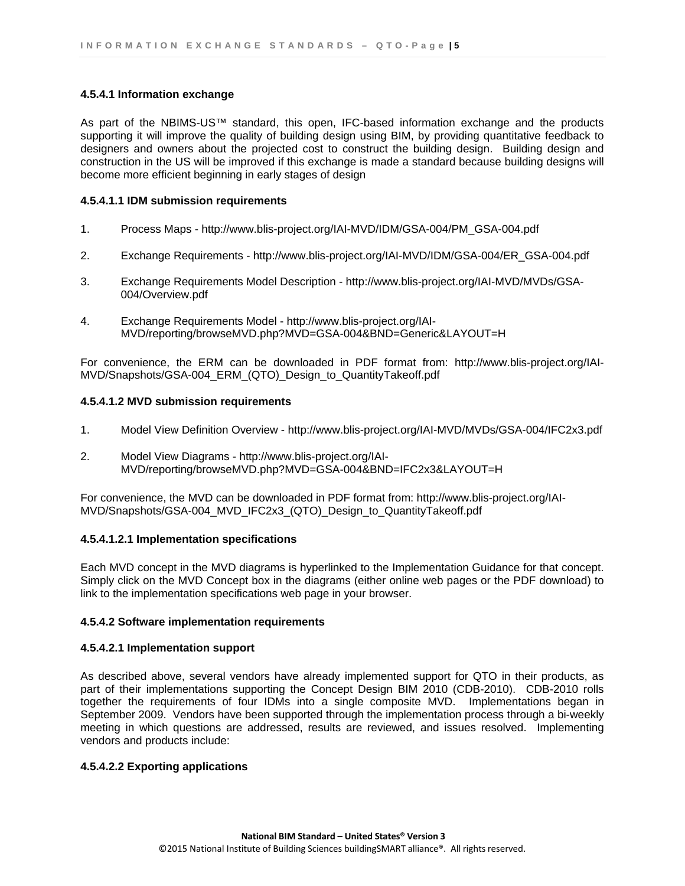#### 4.5.4.1 Information exchange

As part of the NBIMS-US™ standard, this open, IFC-based information exchange and the products supporting it will improve the quality of building design using BIM, by providing quantitative feedback to designers and owners about the projected cost to construct the building design. Building design and construction in the US will be improved if this exchange is made a standard because building designs will become more efficient beginning in early stages of design

##### 4.5.4.1.1 IDM submission requirements

1. Process Maps - http://www.blis-project.org/IAI-MVD/IDM/GSA-004/PM_GSA-004.pdf
2. Exchange Requirements - http://www.blis-project.org/IAI-MVD/IDM/GSA-004/ER_GSA-004.pdf
3. Exchange Requirements Model Description - http://www.blis-project.org/IAI-MVD/MVDs/GSA-004/Overview.pdf
4. Exchange Requirements Model - http://www.blis-project.org/IAI-MVD/reporting/browseMVD.php?MVD=GSA-004&BND=Generic&LAYOUT=H

For convenience, the ERM can be downloaded in PDF format from: http://www.blis-project.org/IAI-MVD/Snapshots/GSA-004_ERM_(QTO)_Design_to_QuantityTakeoff.pdf

##### 4.5.4.1.2 MVD submission requirements

1. Model View Definition Overview - http://www.blis-project.org/IAI-MVD/MVDs/GSA-004/IFC2x3.pdf
2. Model View Diagrams - http://www.blis-project.org/IAI-MVD/reporting/browseMVD.php?MVD=GSA-004&BND=IFC2x3&LAYOUT=H

For convenience, the MVD can be downloaded in PDF format from: http://www.blis-project.org/IAI-MVD/Snapshots/GSA-004_MVD_IFC2x3_(QTO)_Design_to_QuantityTakeoff.pdf

###### 4.5.4.1.2.1 Implementation specifications

Each MVD concept in the MVD diagrams is hyperlinked to the Implementation Guidance for that concept. Simply click on the MVD Concept box in the diagrams (either online web pages or the PDF download) to link to the implementation specifications web page in your browser.

#### 4.5.4.2 Software implementation requirements

##### 4.5.4.2.1 Implementation support

As described above, several vendors have already implemented support for QTO in their products, as part of their implementations supporting the Concept Design BIM 2010 (CDB-2010). CDB-2010 rolls together the requirements of four IDMs into a single composite MVD. Implementations began in September 2009. Vendors have been supported through the implementation process through a bi-weekly meeting in which questions are addressed, results are reviewed, and issues resolved. Implementing vendors and products include:

##### 4.5.4.2.2 Exporting applications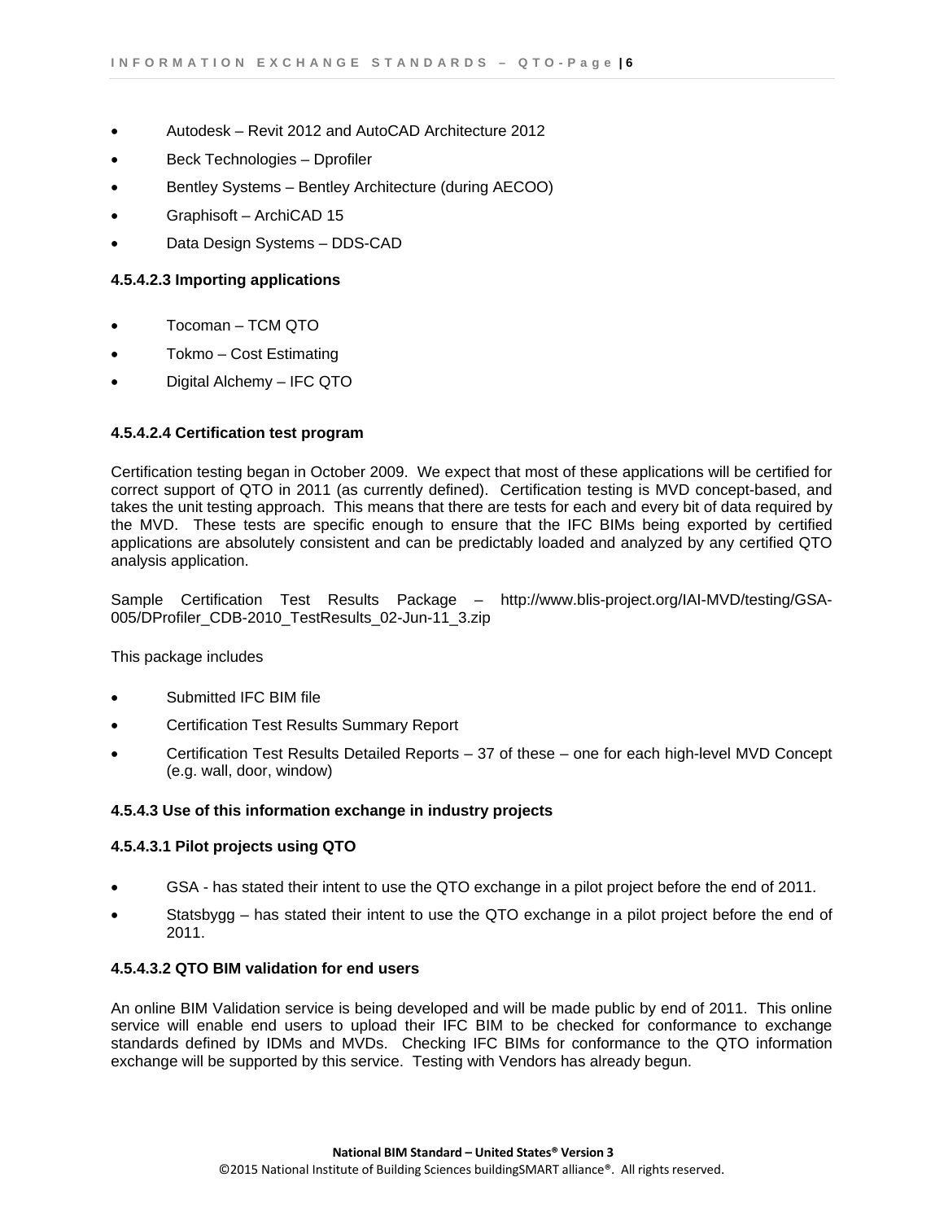- Autodesk – Revit 2012 and AutoCAD Architecture 2012
- Beck Technologies – Dprofiler
- Bentley Systems – Bentley Architecture (during AECOO)
- Graphisoft – ArchiCAD 15
- Data Design Systems – DDS-CAD

#### 4.5.4.2.3 Importing applications

- Tocoman – TCM QTO
- Tokmo – Cost Estimating
- Digital Alchemy – IFC QTO

#### 4.5.4.2.4 Certification test program

Certification testing began in October 2009. We expect that most of these applications will be certified for correct support of QTO in 2011 (as currently defined). Certification testing is MVD concept-based, and takes the unit testing approach. This means that there are tests for each and every bit of data required by the MVD. These tests are specific enough to ensure that the IFC BIMs being exported by certified applications are absolutely consistent and can be predictably loaded and analyzed by any certified QTO analysis application.

Sample Certification Test Results Package – http://www.blis-project.org/IAI-MVD/testing/GSA-005/DProfiler_CDB-2010_TestResults_02-Jun-11_3.zip

This package includes

- Submitted IFC BIM file
- Certification Test Results Summary Report
- Certification Test Results Detailed Reports – 37 of these – one for each high-level MVD Concept (e.g. wall, door, window)

### 4.5.4.3 Use of this information exchange in industry projects

#### 4.5.4.3.1 Pilot projects using QTO

- GSA - has stated their intent to use the QTO exchange in a pilot project before the end of 2011.
- Statsbygg – has stated their intent to use the QTO exchange in a pilot project before the end of 2011.

#### 4.5.4.3.2 QTO BIM validation for end users

An online BIM Validation service is being developed and will be made public by end of 2011. This online service will enable end users to upload their IFC BIM to be checked for conformance to exchange standards defined by IDMs and MVDs. Checking IFC BIMs for conformance to the QTO information exchange will be supported by this service. Testing with Vendors has already begun.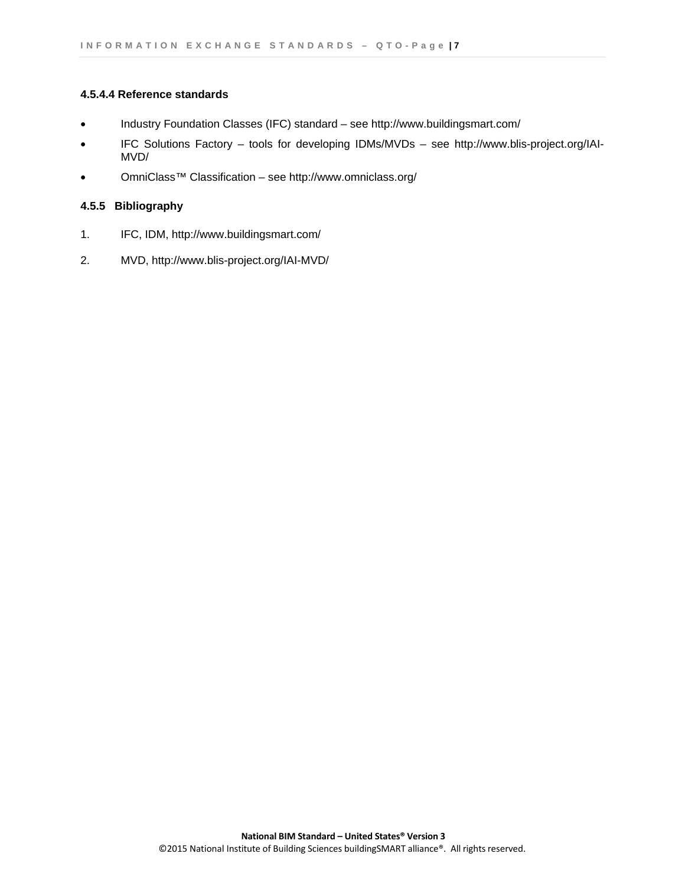#### 4.5.4.4 Reference standards

- Industry Foundation Classes (IFC) standard – see http://www.buildingsmart.com/
- IFC Solutions Factory – tools for developing IDMs/MVDs – see http://www.blis-project.org/IAI-MVD/
- OmniClass™ Classification – see http://www.omniclass.org/

### 4.5.5 Bibliography

1. IFC, IDM, http://www.buildingsmart.com/
2. MVD, http://www.blis-project.org/IAI-MVD/